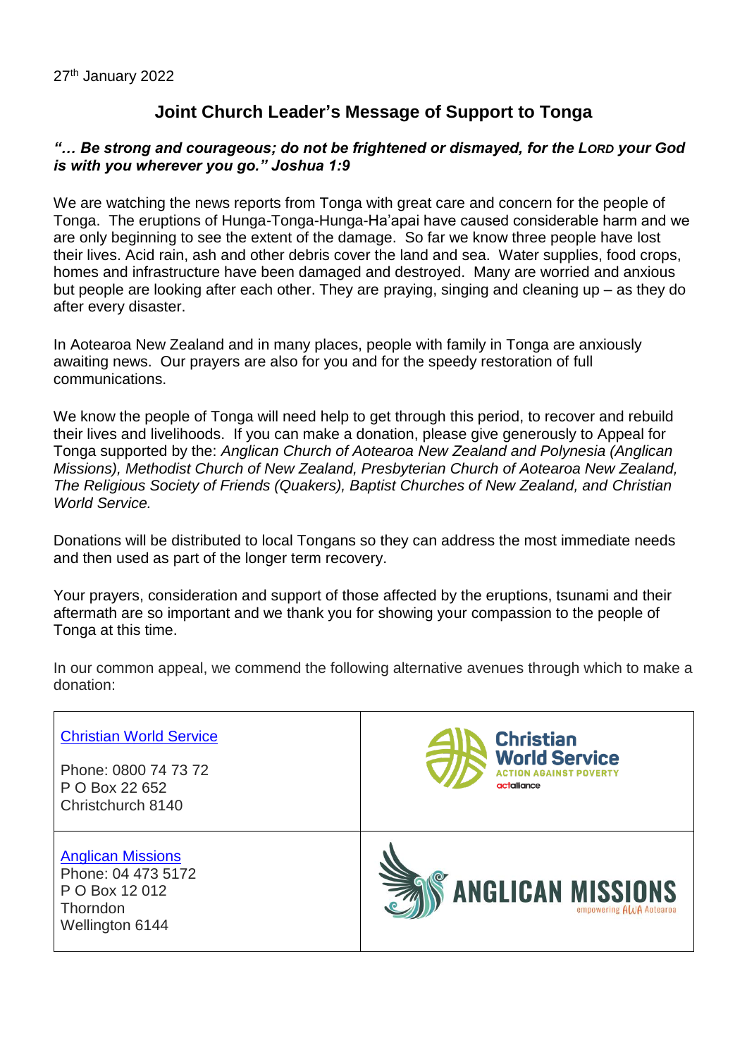27th January 2022

## Joint Church Leader's Message of Support to Tonga

***"… Be strong and courageous; do not be frightened or dismayed, for the LORD your God is with you wherever you go." Joshua 1:9***

We are watching the news reports from Tonga with great care and concern for the people of Tonga. The eruptions of Hunga-Tonga-Hunga-Ha'apai have caused considerable harm and we are only beginning to see the extent of the damage. So far we know three people have lost their lives. Acid rain, ash and other debris cover the land and sea. Water supplies, food crops, homes and infrastructure have been damaged and destroyed. Many are worried and anxious but people are looking after each other. They are praying, singing and cleaning up – as they do after every disaster.

In Aotearoa New Zealand and in many places, people with family in Tonga are anxiously awaiting news. Our prayers are also for you and for the speedy restoration of full communications.

We know the people of Tonga will need help to get through this period, to recover and rebuild their lives and livelihoods. If you can make a donation, please give generously to Appeal for Tonga supported by the: *Anglican Church of Aotearoa New Zealand and Polynesia (Anglican Missions), Methodist Church of New Zealand, Presbyterian Church of Aotearoa New Zealand, The Religious Society of Friends (Quakers), Baptist Churches of New Zealand, and Christian World Service.*

Donations will be distributed to local Tongans so they can address the most immediate needs and then used as part of the longer term recovery.

Your prayers, consideration and support of those affected by the eruptions, tsunami and their aftermath are so important and we thank you for showing your compassion to the people of Tonga at this time.

In our common appeal, we commend the following alternative avenues through which to make a donation:

| | |
|---|---|
| Christian World Service<br><br>Phone: 0800 74 73 72<br>P O Box 22 652<br>Christchurch 8140 | Christian World Service<br>ACTION AGAINST POVERTY<br>actalliance |
| Anglican Missions<br>Phone: 04 473 5172<br>P O Box 12 012<br>Thorndon<br>Wellington 6144 | ANGLICAN MISSIONS<br>empowering AWA Aotearoa |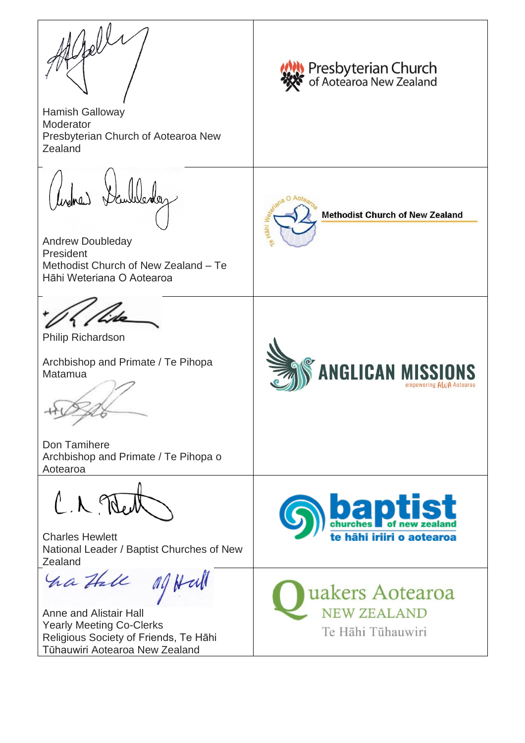| | |
|---|---|
| Hamish Galloway<br>Moderator<br>Presbyterian Church of Aotearoa New Zealand | Presbyterian Church of Aotearoa New Zealand |
| Andrew Doubleday<br>President<br>Methodist Church of New Zealand – Te Hāhi Weteriana O Aotearoa | Te Hāhi Weteriana O Aotearoa<br>Methodist Church of New Zealand |
| Philip Richardson<br><br>Archbishop and Primate / Te Pihopa Matamua<br><br>Don Tamihere<br>Archbishop and Primate / Te Pihopa o Aotearoa | ANGLICAN MISSIONS<br>empowering AWA Aotearoa |
| Charles Hewlett<br>National Leader / Baptist Churches of New Zealand | baptist<br>churches of new zealand<br>te hāhi iriiri o aotearoa |
| Anne and Alistair Hall<br>Yearly Meeting Co-Clerks<br>Religious Society of Friends, Te Hāhi Tūhauwiri Aotearoa New Zealand | Quakers Aotearoa<br>NEW ZEALAND<br>Te Hāhi Tūhauwiri |